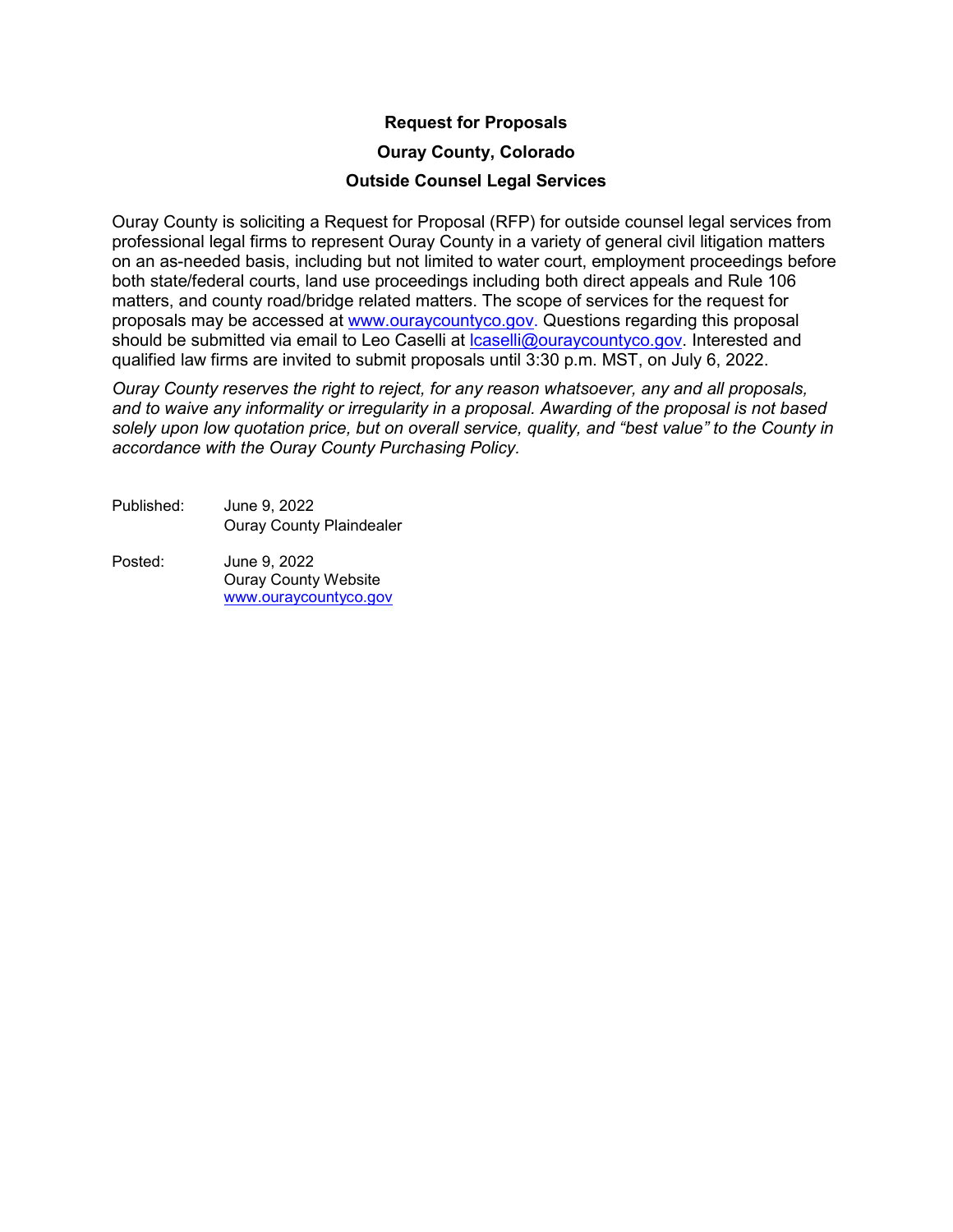# Request for Proposals

## Ouray County, Colorado

## Outside Counsel Legal Services

Ouray County is soliciting a Request for Proposal (RFP) for outside counsel legal services from professional legal firms to represent Ouray County in a variety of general civil litigation matters on an as-needed basis, including but not limited to water court, employment proceedings before both state/federal courts, land use proceedings including both direct appeals and Rule 106 matters, and county road/bridge related matters. The scope of services for the request for proposals may be accessed at www.ouraycountyco.gov. Questions regarding this proposal should be submitted via email to Leo Caselli at lcaselli@ouraycountyco.gov. Interested and qualified law firms are invited to submit proposals until 3:30 p.m. MST, on July 6, 2022.

*Ouray County reserves the right to reject, for any reason whatsoever, any and all proposals, and to waive any informality or irregularity in a proposal. Awarding of the proposal is not based solely upon low quotation price, but on overall service, quality, and "best value" to the County in accordance with the Ouray County Purchasing Policy.*

Published: June 9, 2022
Ouray County Plaindealer

Posted: June 9, 2022
Ouray County Website
www.ouraycountyco.gov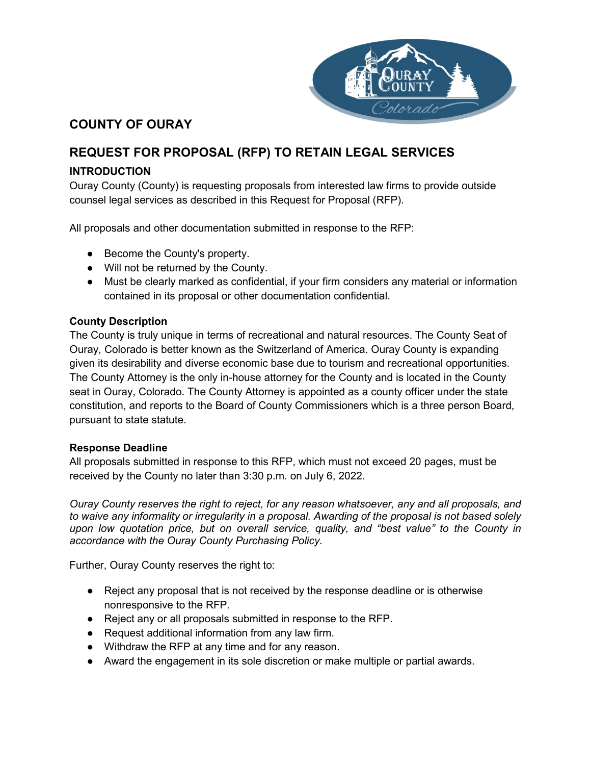## COUNTY OF OURAY

## REQUEST FOR PROPOSAL (RFP) TO RETAIN LEGAL SERVICES

### INTRODUCTION

Ouray County (County) is requesting proposals from interested law firms to provide outside counsel legal services as described in this Request for Proposal (RFP).

All proposals and other documentation submitted in response to the RFP:

- Become the County's property.
- Will not be returned by the County.
- Must be clearly marked as confidential, if your firm considers any material or information contained in its proposal or other documentation confidential.

**County Description**

The County is truly unique in terms of recreational and natural resources. The County Seat of Ouray, Colorado is better known as the Switzerland of America. Ouray County is expanding given its desirability and diverse economic base due to tourism and recreational opportunities. The County Attorney is the only in-house attorney for the County and is located in the County seat in Ouray, Colorado. The County Attorney is appointed as a county officer under the state constitution, and reports to the Board of County Commissioners which is a three person Board, pursuant to state statute.

**Response Deadline**

All proposals submitted in response to this RFP, which must not exceed 20 pages, must be received by the County no later than 3:30 p.m. on July 6, 2022.

*Ouray County reserves the right to reject, for any reason whatsoever, any and all proposals, and to waive any informality or irregularity in a proposal. Awarding of the proposal is not based solely upon low quotation price, but on overall service, quality, and "best value" to the County in accordance with the Ouray County Purchasing Policy.*

Further, Ouray County reserves the right to:

- Reject any proposal that is not received by the response deadline or is otherwise nonresponsive to the RFP.
- Reject any or all proposals submitted in response to the RFP.
- Request additional information from any law firm.
- Withdraw the RFP at any time and for any reason.
- Award the engagement in its sole discretion or make multiple or partial awards.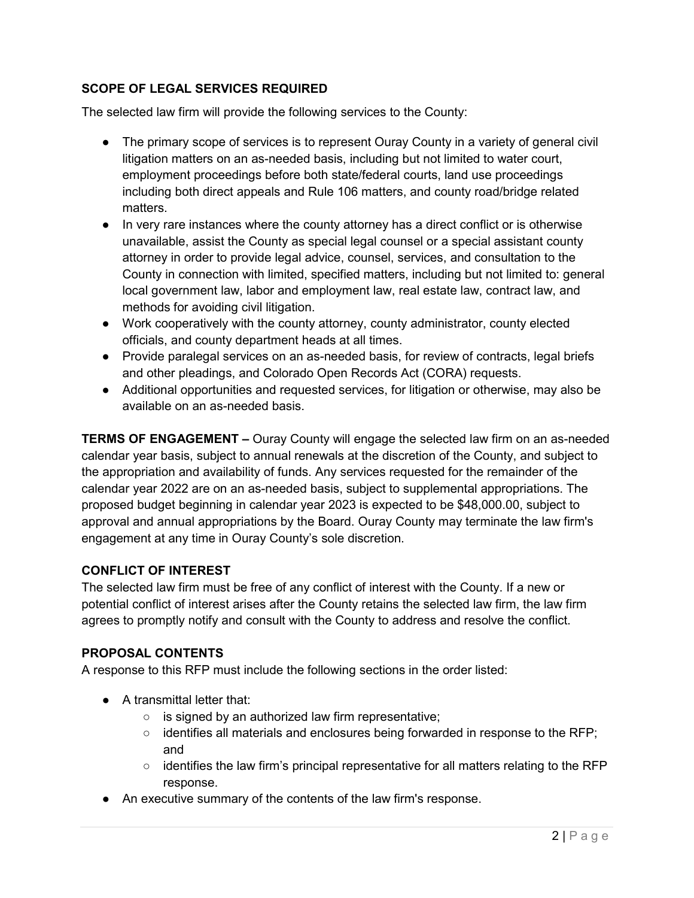## SCOPE OF LEGAL SERVICES REQUIRED

The selected law firm will provide the following services to the County:

- The primary scope of services is to represent Ouray County in a variety of general civil litigation matters on an as-needed basis, including but not limited to water court, employment proceedings before both state/federal courts, land use proceedings including both direct appeals and Rule 106 matters, and county road/bridge related matters.
- In very rare instances where the county attorney has a direct conflict or is otherwise unavailable, assist the County as special legal counsel or a special assistant county attorney in order to provide legal advice, counsel, services, and consultation to the County in connection with limited, specified matters, including but not limited to: general local government law, labor and employment law, real estate law, contract law, and methods for avoiding civil litigation.
- Work cooperatively with the county attorney, county administrator, county elected officials, and county department heads at all times.
- Provide paralegal services on an as-needed basis, for review of contracts, legal briefs and other pleadings, and Colorado Open Records Act (CORA) requests.
- Additional opportunities and requested services, for litigation or otherwise, may also be available on an as-needed basis.

**TERMS OF ENGAGEMENT –** Ouray County will engage the selected law firm on an as-needed calendar year basis, subject to annual renewals at the discretion of the County, and subject to the appropriation and availability of funds. Any services requested for the remainder of the calendar year 2022 are on an as-needed basis, subject to supplemental appropriations. The proposed budget beginning in calendar year 2023 is expected to be $48,000.00, subject to approval and annual appropriations by the Board. Ouray County may terminate the law firm's engagement at any time in Ouray County's sole discretion.

## CONFLICT OF INTEREST

The selected law firm must be free of any conflict of interest with the County. If a new or potential conflict of interest arises after the County retains the selected law firm, the law firm agrees to promptly notify and consult with the County to address and resolve the conflict.

## PROPOSAL CONTENTS

A response to this RFP must include the following sections in the order listed:

- A transmittal letter that:
  - is signed by an authorized law firm representative;
  - identifies all materials and enclosures being forwarded in response to the RFP; and
  - identifies the law firm's principal representative for all matters relating to the RFP response.
- An executive summary of the contents of the law firm's response.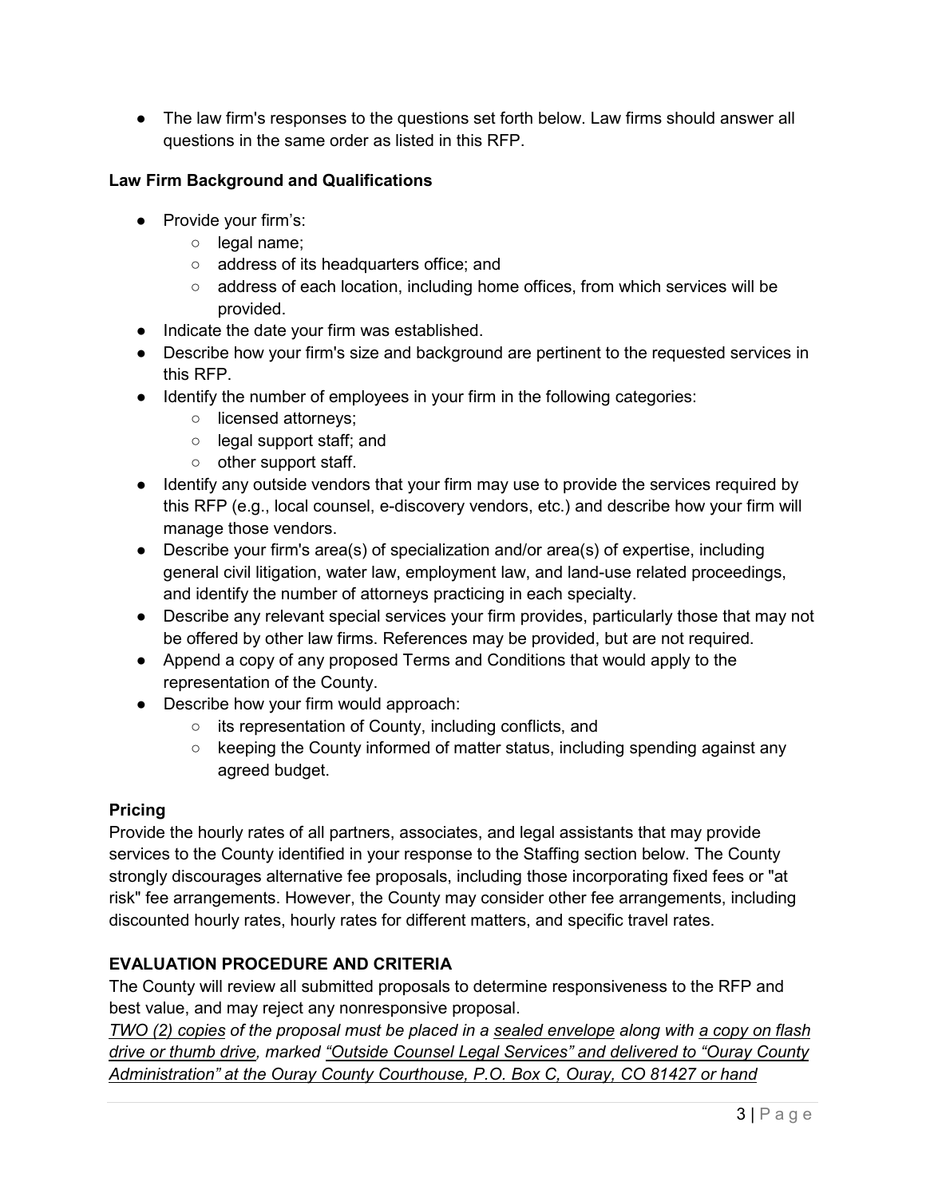- The law firm's responses to the questions set forth below. Law firms should answer all questions in the same order as listed in this RFP.

**Law Firm Background and Qualifications**

- Provide your firm's:
  - legal name;
  - address of its headquarters office; and
  - address of each location, including home offices, from which services will be provided.
- Indicate the date your firm was established.
- Describe how your firm's size and background are pertinent to the requested services in this RFP.
- Identify the number of employees in your firm in the following categories:
  - licensed attorneys;
  - legal support staff; and
  - other support staff.
- Identify any outside vendors that your firm may use to provide the services required by this RFP (e.g., local counsel, e-discovery vendors, etc.) and describe how your firm will manage those vendors.
- Describe your firm's area(s) of specialization and/or area(s) of expertise, including general civil litigation, water law, employment law, and land-use related proceedings, and identify the number of attorneys practicing in each specialty.
- Describe any relevant special services your firm provides, particularly those that may not be offered by other law firms. References may be provided, but are not required.
- Append a copy of any proposed Terms and Conditions that would apply to the representation of the County.
- Describe how your firm would approach:
  - its representation of County, including conflicts, and
  - keeping the County informed of matter status, including spending against any agreed budget.

**Pricing**

Provide the hourly rates of all partners, associates, and legal assistants that may provide services to the County identified in your response to the Staffing section below. The County strongly discourages alternative fee proposals, including those incorporating fixed fees or "at risk" fee arrangements. However, the County may consider other fee arrangements, including discounted hourly rates, hourly rates for different matters, and specific travel rates.

**EVALUATION PROCEDURE AND CRITERIA**

The County will review all submitted proposals to determine responsiveness to the RFP and best value, and may reject any nonresponsive proposal.

*TWO (2) copies of the proposal must be placed in a sealed envelope along with a copy on flash drive or thumb drive, marked "Outside Counsel Legal Services" and delivered to "Ouray County Administration" at the Ouray County Courthouse, P.O. Box C, Ouray, CO 81427 or hand*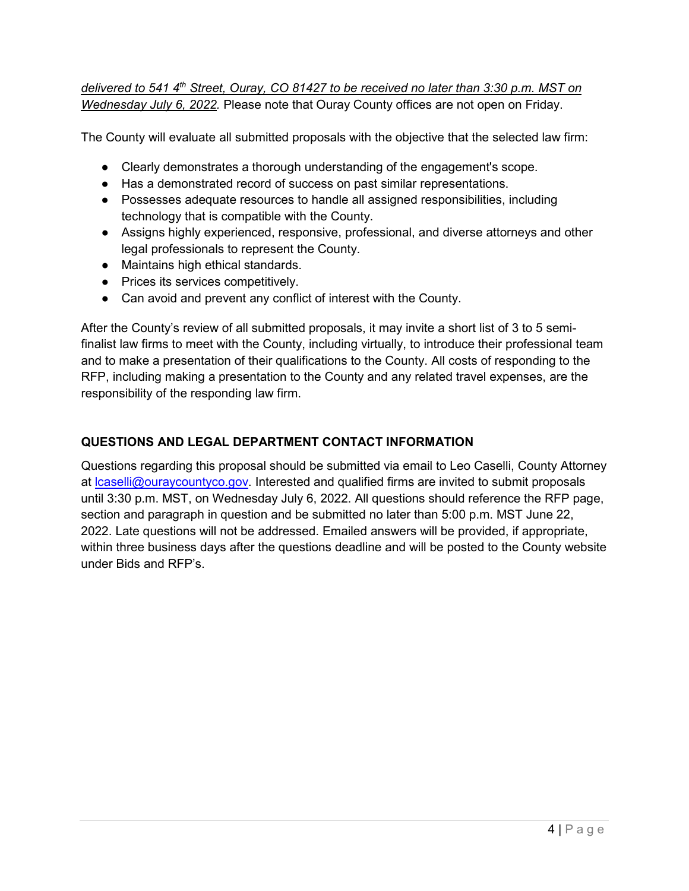*delivered to 541 4th Street, Ouray, CO 81427 to be received no later than 3:30 p.m. MST on Wednesday July 6, 2022.* Please note that Ouray County offices are not open on Friday.

The County will evaluate all submitted proposals with the objective that the selected law firm:

- Clearly demonstrates a thorough understanding of the engagement's scope.
- Has a demonstrated record of success on past similar representations.
- Possesses adequate resources to handle all assigned responsibilities, including technology that is compatible with the County.
- Assigns highly experienced, responsive, professional, and diverse attorneys and other legal professionals to represent the County.
- Maintains high ethical standards.
- Prices its services competitively.
- Can avoid and prevent any conflict of interest with the County.

After the County's review of all submitted proposals, it may invite a short list of 3 to 5 semi-finalist law firms to meet with the County, including virtually, to introduce their professional team and to make a presentation of their qualifications to the County. All costs of responding to the RFP, including making a presentation to the County and any related travel expenses, are the responsibility of the responding law firm.

## QUESTIONS AND LEGAL DEPARTMENT CONTACT INFORMATION

Questions regarding this proposal should be submitted via email to Leo Caselli, County Attorney at lcaselli@ouraycountyco.gov. Interested and qualified firms are invited to submit proposals until 3:30 p.m. MST, on Wednesday July 6, 2022. All questions should reference the RFP page, section and paragraph in question and be submitted no later than 5:00 p.m. MST June 22, 2022. Late questions will not be addressed. Emailed answers will be provided, if appropriate, within three business days after the questions deadline and will be posted to the County website under Bids and RFP's.